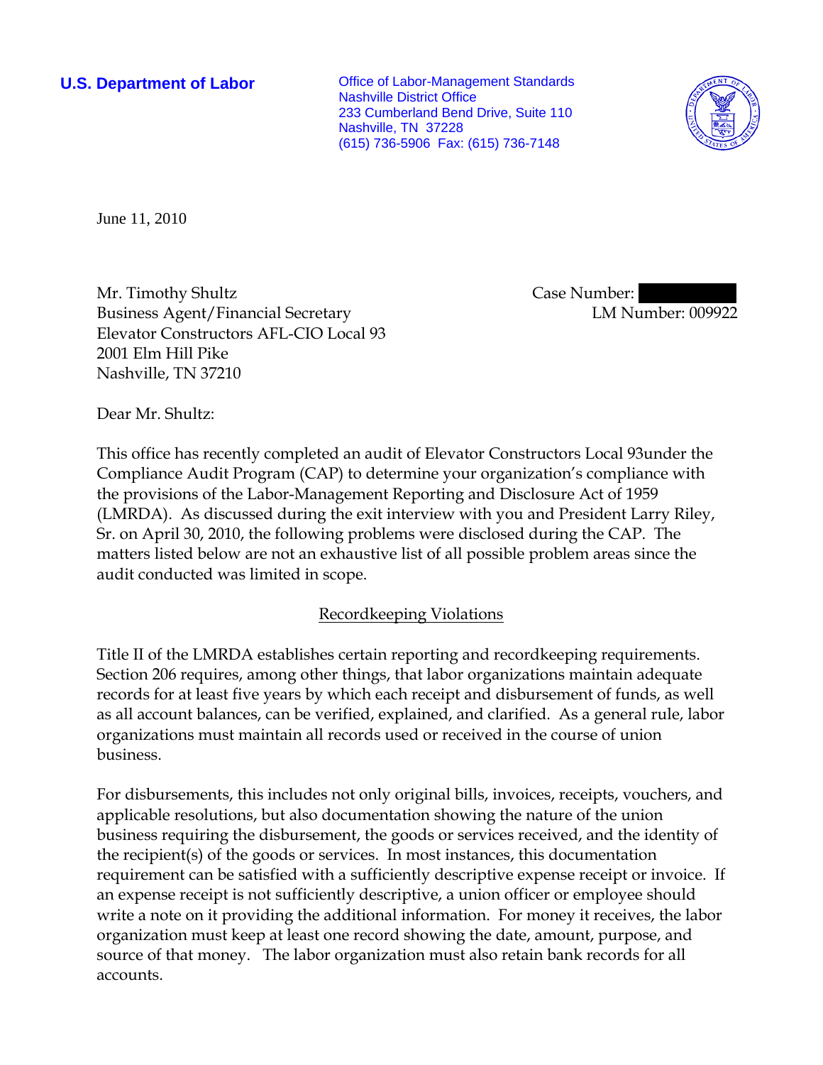**U.S. Department of Labor**

Office of Labor-Management Standards
Nashville District Office
233 Cumberland Bend Drive, Suite 110
Nashville, TN 37228
(615) 736-5906 Fax: (615) 736-7148

June 11, 2010

Mr. Timothy Shultz
Business Agent/Financial Secretary
Elevator Constructors AFL-CIO Local 93
2001 Elm Hill Pike
Nashville, TN 37210

Case Number:
LM Number: 009922

Dear Mr. Shultz:

This office has recently completed an audit of Elevator Constructors Local 93under the Compliance Audit Program (CAP) to determine your organization's compliance with the provisions of the Labor-Management Reporting and Disclosure Act of 1959 (LMRDA). As discussed during the exit interview with you and President Larry Riley, Sr. on April 30, 2010, the following problems were disclosed during the CAP. The matters listed below are not an exhaustive list of all possible problem areas since the audit conducted was limited in scope.

## Recordkeeping Violations

Title II of the LMRDA establishes certain reporting and recordkeeping requirements. Section 206 requires, among other things, that labor organizations maintain adequate records for at least five years by which each receipt and disbursement of funds, as well as all account balances, can be verified, explained, and clarified. As a general rule, labor organizations must maintain all records used or received in the course of union business.

For disbursements, this includes not only original bills, invoices, receipts, vouchers, and applicable resolutions, but also documentation showing the nature of the union business requiring the disbursement, the goods or services received, and the identity of the recipient(s) of the goods or services. In most instances, this documentation requirement can be satisfied with a sufficiently descriptive expense receipt or invoice. If an expense receipt is not sufficiently descriptive, a union officer or employee should write a note on it providing the additional information. For money it receives, the labor organization must keep at least one record showing the date, amount, purpose, and source of that money. The labor organization must also retain bank records for all accounts.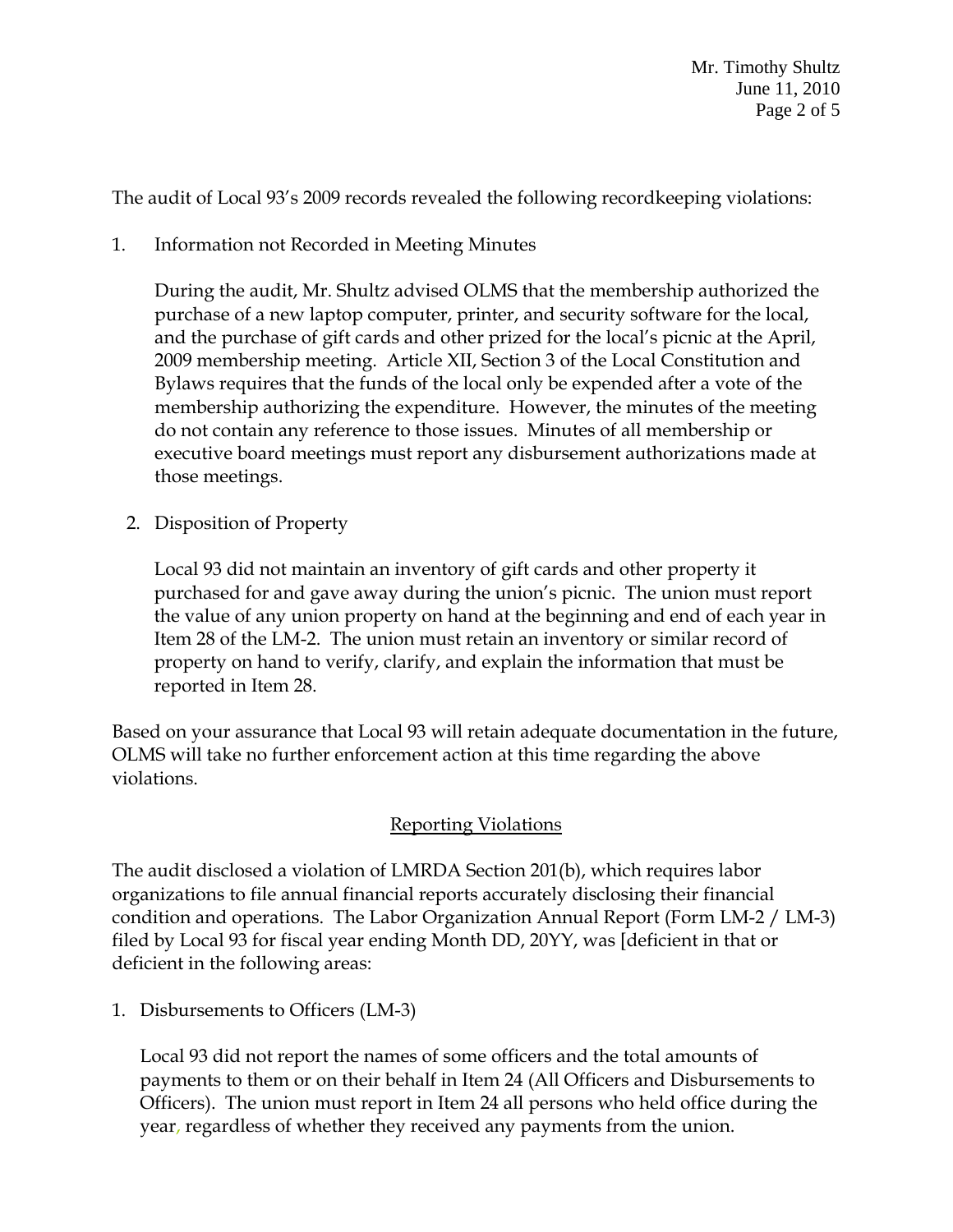The audit of Local 93's 2009 records revealed the following recordkeeping violations:

1. Information not Recorded in Meeting Minutes

   During the audit, Mr. Shultz advised OLMS that the membership authorized the purchase of a new laptop computer, printer, and security software for the local, and the purchase of gift cards and other prized for the local's picnic at the April, 2009 membership meeting. Article XII, Section 3 of the Local Constitution and Bylaws requires that the funds of the local only be expended after a vote of the membership authorizing the expenditure. However, the minutes of the meeting do not contain any reference to those issues. Minutes of all membership or executive board meetings must report any disbursement authorizations made at those meetings.

2. Disposition of Property

   Local 93 did not maintain an inventory of gift cards and other property it purchased for and gave away during the union's picnic. The union must report the value of any union property on hand at the beginning and end of each year in Item 28 of the LM-2. The union must retain an inventory or similar record of property on hand to verify, clarify, and explain the information that must be reported in Item 28.

Based on your assurance that Local 93 will retain adequate documentation in the future, OLMS will take no further enforcement action at this time regarding the above violations.

## Reporting Violations

The audit disclosed a violation of LMRDA Section 201(b), which requires labor organizations to file annual financial reports accurately disclosing their financial condition and operations. The Labor Organization Annual Report (Form LM-2 / LM-3) filed by Local 93 for fiscal year ending Month DD, 20YY, was [deficient in that or deficient in the following areas:

1. Disbursements to Officers (LM-3)

   Local 93 did not report the names of some officers and the total amounts of payments to them or on their behalf in Item 24 (All Officers and Disbursements to Officers). The union must report in Item 24 all persons who held office during the year, regardless of whether they received any payments from the union.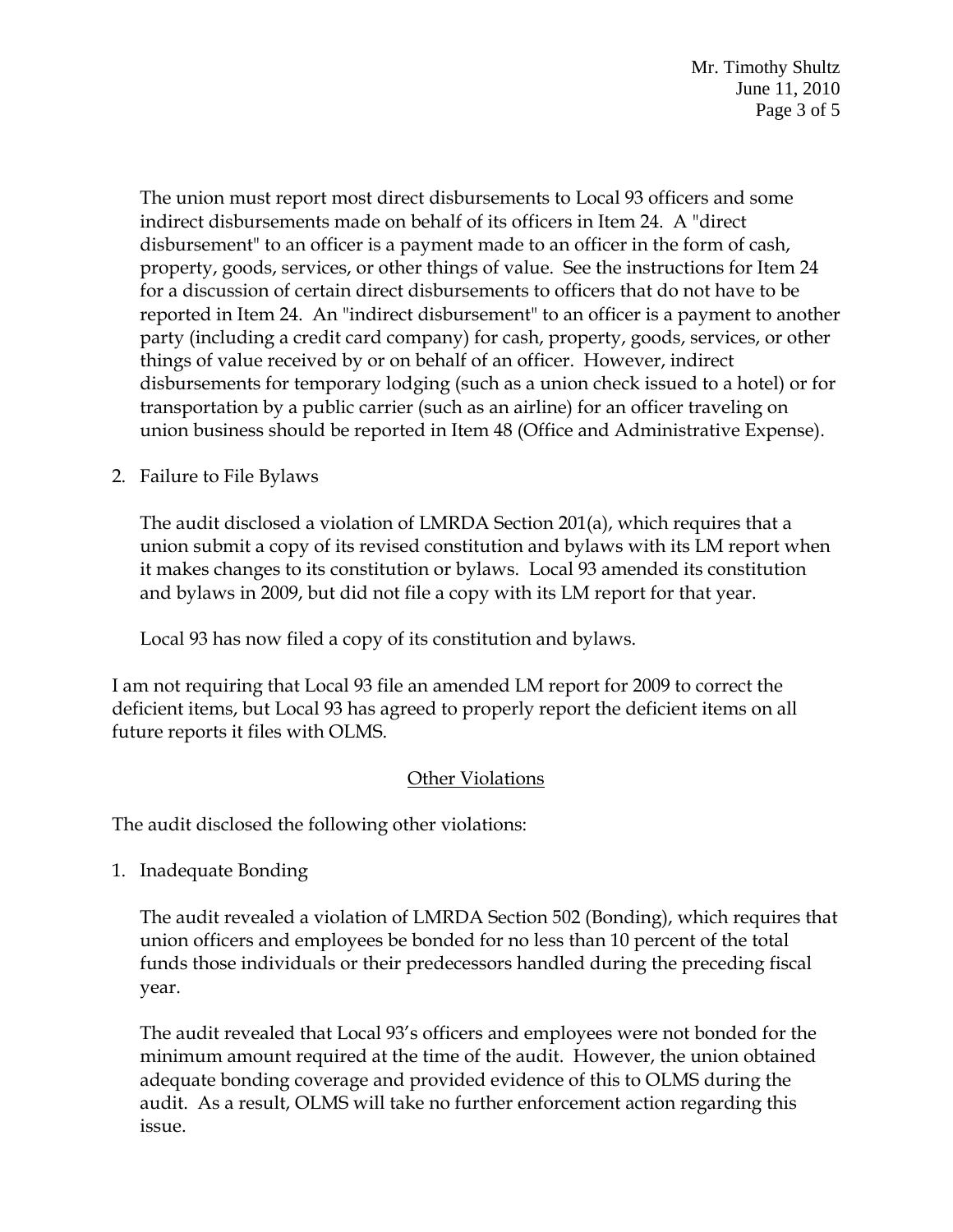The union must report most direct disbursements to Local 93 officers and some indirect disbursements made on behalf of its officers in Item 24. A "direct disbursement" to an officer is a payment made to an officer in the form of cash, property, goods, services, or other things of value. See the instructions for Item 24 for a discussion of certain direct disbursements to officers that do not have to be reported in Item 24. An "indirect disbursement" to an officer is a payment to another party (including a credit card company) for cash, property, goods, services, or other things of value received by or on behalf of an officer. However, indirect disbursements for temporary lodging (such as a union check issued to a hotel) or for transportation by a public carrier (such as an airline) for an officer traveling on union business should be reported in Item 48 (Office and Administrative Expense).

2. Failure to File Bylaws

   The audit disclosed a violation of LMRDA Section 201(a), which requires that a union submit a copy of its revised constitution and bylaws with its LM report when it makes changes to its constitution or bylaws. Local 93 amended its constitution and bylaws in 2009, but did not file a copy with its LM report for that year.

   Local 93 has now filed a copy of its constitution and bylaws.

I am not requiring that Local 93 file an amended LM report for 2009 to correct the deficient items, but Local 93 has agreed to properly report the deficient items on all future reports it files with OLMS.

## Other Violations

The audit disclosed the following other violations:

1. Inadequate Bonding

   The audit revealed a violation of LMRDA Section 502 (Bonding), which requires that union officers and employees be bonded for no less than 10 percent of the total funds those individuals or their predecessors handled during the preceding fiscal year.

   The audit revealed that Local 93's officers and employees were not bonded for the minimum amount required at the time of the audit. However, the union obtained adequate bonding coverage and provided evidence of this to OLMS during the audit. As a result, OLMS will take no further enforcement action regarding this issue.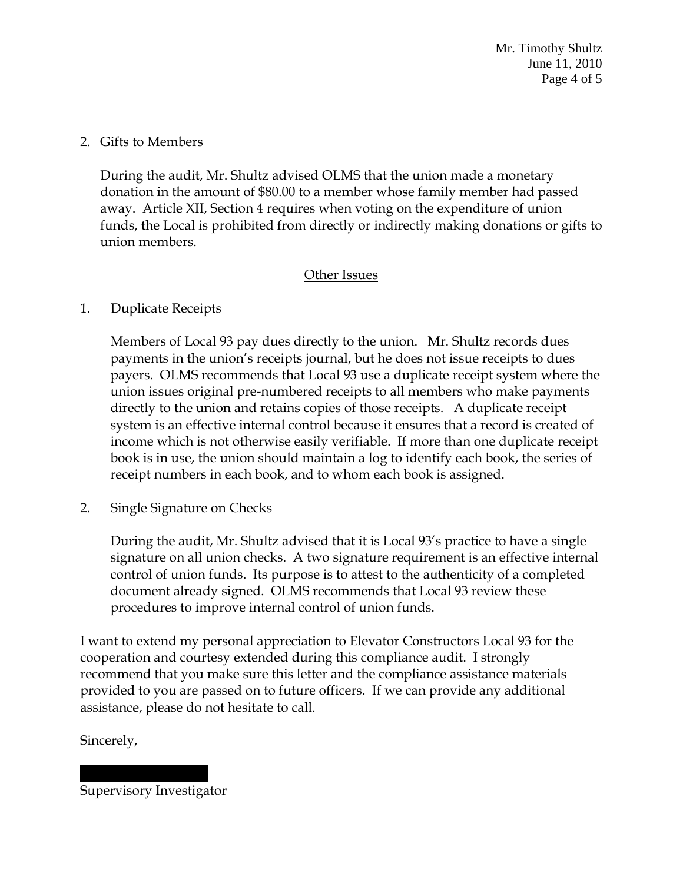2. Gifts to Members

   During the audit, Mr. Shultz advised OLMS that the union made a monetary donation in the amount of $80.00 to a member whose family member had passed away. Article XII, Section 4 requires when voting on the expenditure of union funds, the Local is prohibited from directly or indirectly making donations or gifts to union members.

<u>Other Issues</u>

1. Duplicate Receipts

   Members of Local 93 pay dues directly to the union. Mr. Shultz records dues payments in the union's receipts journal, but he does not issue receipts to dues payers. OLMS recommends that Local 93 use a duplicate receipt system where the union issues original pre-numbered receipts to all members who make payments directly to the union and retains copies of those receipts. A duplicate receipt system is an effective internal control because it ensures that a record is created of income which is not otherwise easily verifiable. If more than one duplicate receipt book is in use, the union should maintain a log to identify each book, the series of receipt numbers in each book, and to whom each book is assigned.

2. Single Signature on Checks

   During the audit, Mr. Shultz advised that it is Local 93's practice to have a single signature on all union checks. A two signature requirement is an effective internal control of union funds. Its purpose is to attest to the authenticity of a completed document already signed. OLMS recommends that Local 93 review these procedures to improve internal control of union funds.

I want to extend my personal appreciation to Elevator Constructors Local 93 for the cooperation and courtesy extended during this compliance audit. I strongly recommend that you make sure this letter and the compliance assistance materials provided to you are passed on to future officers. If we can provide any additional assistance, please do not hesitate to call.

Sincerely,

Supervisory Investigator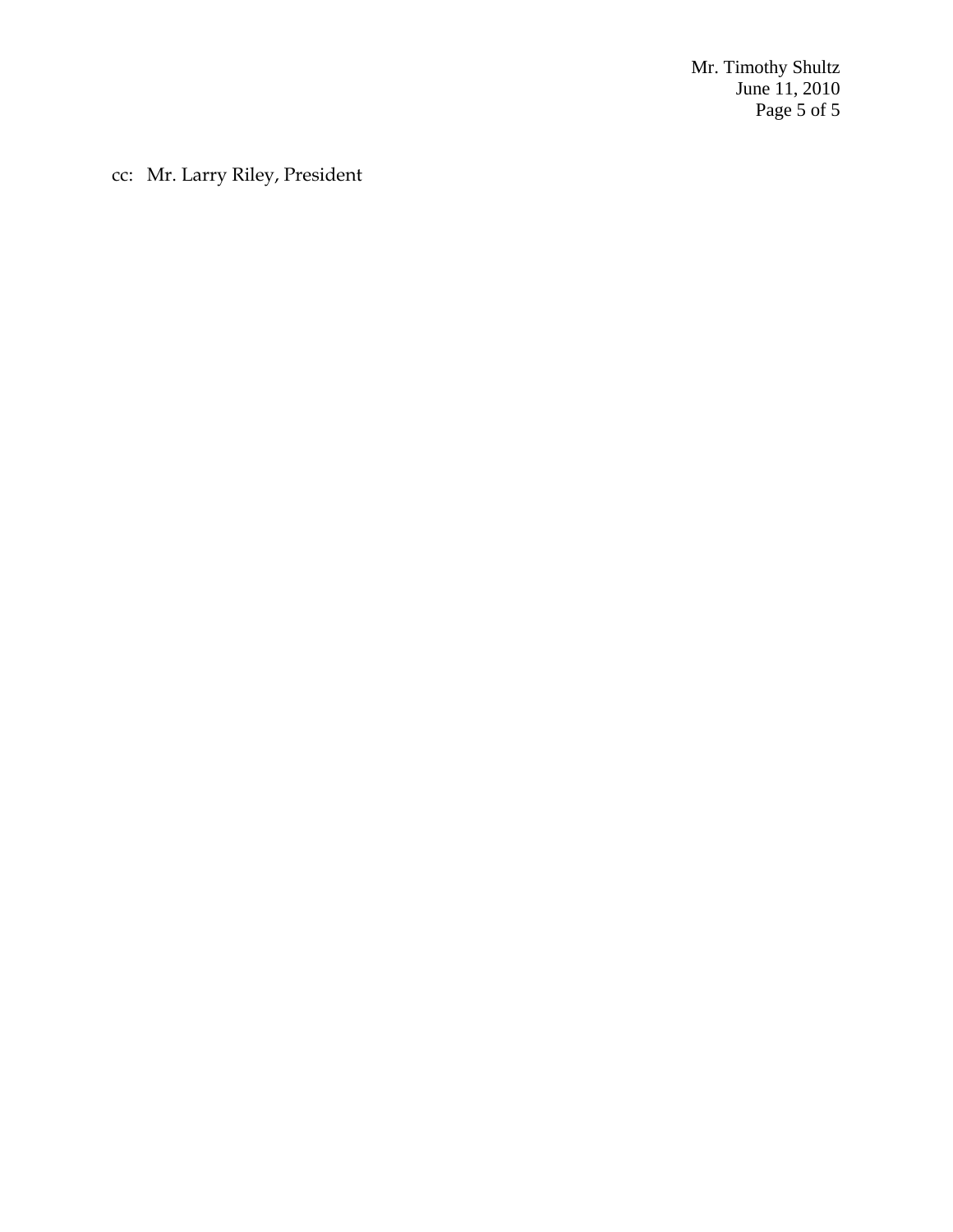cc: Mr. Larry Riley, President